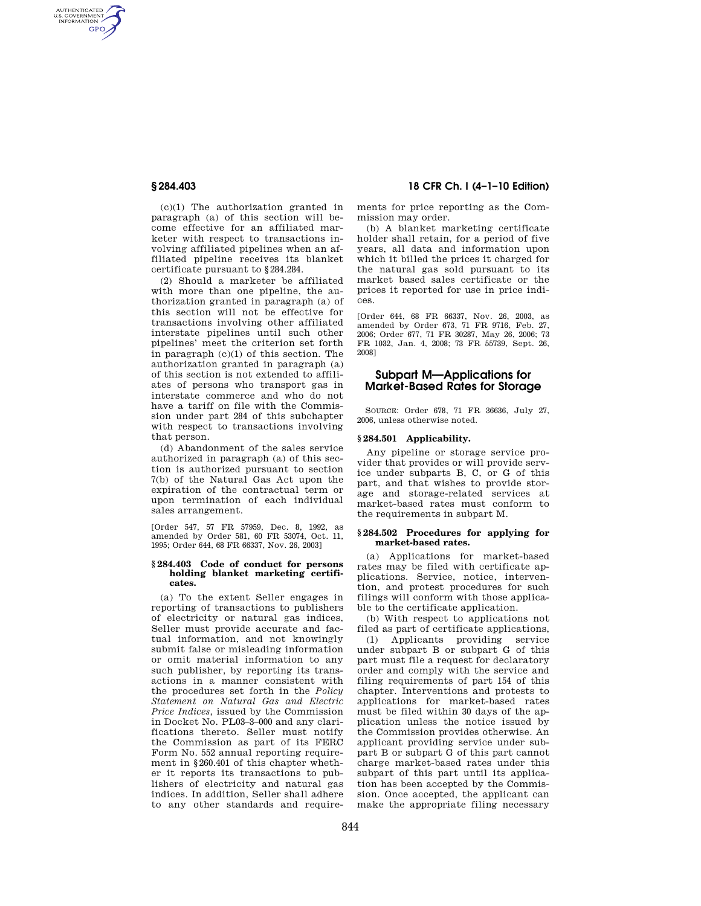(c)(1) The authorization granted in paragraph (a) of this section will become effective for an affiliated marketer with respect to transactions involving affiliated pipelines when an affiliated pipeline receives its blanket certificate pursuant to §284.284.

(2) Should a marketer be affiliated with more than one pipeline, the authorization granted in paragraph (a) of this section will not be effective for transactions involving other affiliated interstate pipelines until such other pipelines' meet the criterion set forth in paragraph (c)(1) of this section. The authorization granted in paragraph (a) of this section is not extended to affiliates of persons who transport gas in interstate commerce and who do not have a tariff on file with the Commission under part 284 of this subchapter with respect to transactions involving that person.

(d) Abandonment of the sales service authorized in paragraph (a) of this section is authorized pursuant to section 7(b) of the Natural Gas Act upon the expiration of the contractual term or upon termination of each individual sales arrangement.

[Order 547, 57 FR 57959, Dec. 8, 1992, as amended by Order 581, 60 FR 53074, Oct. 11, 1995; Order 644, 68 FR 66337, Nov. 26, 2003]

### § 284.403 Code of conduct for persons holding blanket marketing certificates.

(a) To the extent Seller engages in reporting of transactions to publishers of electricity or natural gas indices, Seller must provide accurate and factual information, and not knowingly submit false or misleading information or omit material information to any such publisher, by reporting its transactions in a manner consistent with the procedures set forth in the *Policy Statement on Natural Gas and Electric Price Indices*, issued by the Commission in Docket No. PL03–3–000 and any clarifications thereto. Seller must notify the Commission as part of its FERC Form No. 552 annual reporting requirement in §260.401 of this chapter whether it reports its transactions to publishers of electricity and natural gas indices. In addition, Seller shall adhere to any other standards and requirements for price reporting as the Commission may order.

(b) A blanket marketing certificate holder shall retain, for a period of five years, all data and information upon which it billed the prices it charged for the natural gas sold pursuant to its market based sales certificate or the prices it reported for use in price indices.

[Order 644, 68 FR 66337, Nov. 26, 2003, as amended by Order 673, 71 FR 9716, Feb. 27, 2006; Order 677, 71 FR 30287, May 26, 2006; 73 FR 1032, Jan. 4, 2008; 73 FR 55739, Sept. 26, 2008]

## Subpart M—Applications for Market-Based Rates for Storage

SOURCE: Order 678, 71 FR 36636, July 27, 2006, unless otherwise noted.

### § 284.501 Applicability.

Any pipeline or storage service provider that provides or will provide service under subparts B, C, or G of this part, and that wishes to provide storage and storage-related services at market-based rates must conform to the requirements in subpart M.

### § 284.502 Procedures for applying for market-based rates.

(a) Applications for market-based rates may be filed with certificate applications. Service, notice, intervention, and protest procedures for such filings will conform with those applicable to the certificate application.

(b) With respect to applications not filed as part of certificate applications,

(1) Applicants providing service under subpart B or subpart G of this part must file a request for declaratory order and comply with the service and filing requirements of part 154 of this chapter. Interventions and protests to applications for market-based rates must be filed within 30 days of the application unless the notice issued by the Commission provides otherwise. An applicant providing service under subpart B or subpart G of this part cannot charge market-based rates under this subpart of this part until its application has been accepted by the Commission. Once accepted, the applicant can make the appropriate filing necessary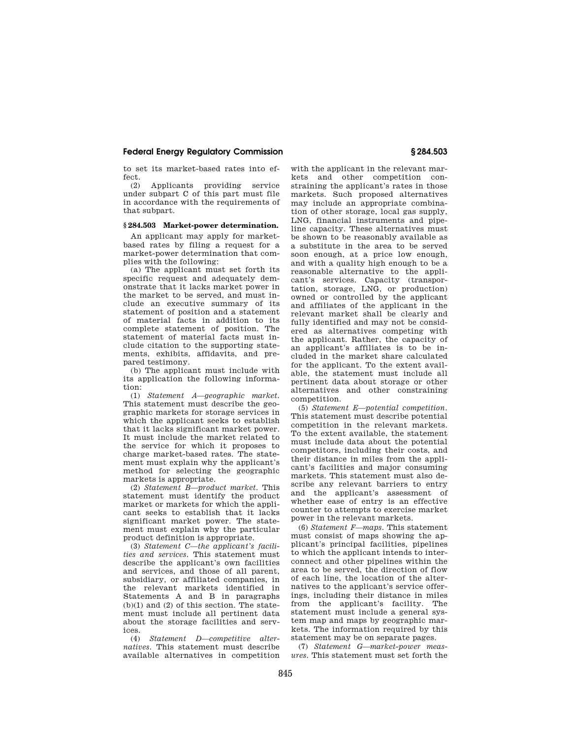to set its market-based rates into effect.

(2) Applicants providing service under subpart C of this part must file in accordance with the requirements of that subpart.

## § 284.503 Market-power determination.

An applicant may apply for market-based rates by filing a request for a market-power determination that complies with the following:

(a) The applicant must set forth its specific request and adequately demonstrate that it lacks market power in the market to be served, and must include an executive summary of its statement of position and a statement of material facts in addition to its complete statement of position. The statement of material facts must include citation to the supporting statements, exhibits, affidavits, and prepared testimony.

(b) The applicant must include with its application the following information:

(1) *Statement A—geographic market.* This statement must describe the geographic markets for storage services in which the applicant seeks to establish that it lacks significant market power. It must include the market related to the service for which it proposes to charge market-based rates. The statement must explain why the applicant's method for selecting the geographic markets is appropriate.

(2) *Statement B—product market.* This statement must identify the product market or markets for which the applicant seeks to establish that it lacks significant market power. The statement must explain why the particular product definition is appropriate.

(3) *Statement C—the applicant's facilities and services.* This statement must describe the applicant's own facilities and services, and those of all parent, subsidiary, or affiliated companies, in the relevant markets identified in Statements A and B in paragraphs (b)(1) and (2) of this section. The statement must include all pertinent data about the storage facilities and services.

(4) *Statement D—competitive alternatives.* This statement must describe available alternatives in competition with the applicant in the relevant markets and other competition constraining the applicant's rates in those markets. Such proposed alternatives may include an appropriate combination of other storage, local gas supply, LNG, financial instruments and pipeline capacity. These alternatives must be shown to be reasonably available as a substitute in the area to be served soon enough, at a price low enough, and with a quality high enough to be a reasonable alternative to the applicant's services. Capacity (transportation, storage, LNG, or production) owned or controlled by the applicant and affiliates of the applicant in the relevant market shall be clearly and fully identified and may not be considered as alternatives competing with the applicant. Rather, the capacity of an applicant's affiliates is to be included in the market share calculated for the applicant. To the extent available, the statement must include all pertinent data about storage or other alternatives and other constraining competition.

(5) *Statement E—potential competition.* This statement must describe potential competition in the relevant markets. To the extent available, the statement must include data about the potential competitors, including their costs, and their distance in miles from the applicant's facilities and major consuming markets. This statement must also describe any relevant barriers to entry and the applicant's assessment of whether ease of entry is an effective counter to attempts to exercise market power in the relevant markets.

(6) *Statement F—maps.* This statement must consist of maps showing the applicant's principal facilities, pipelines to which the applicant intends to interconnect and other pipelines within the area to be served, the direction of flow of each line, the location of the alternatives to the applicant's service offerings, including their distance in miles from the applicant's facility. The statement must include a general system map and maps by geographic markets. The information required by this statement may be on separate pages.

(7) *Statement G—market-power measures.* This statement must set forth the